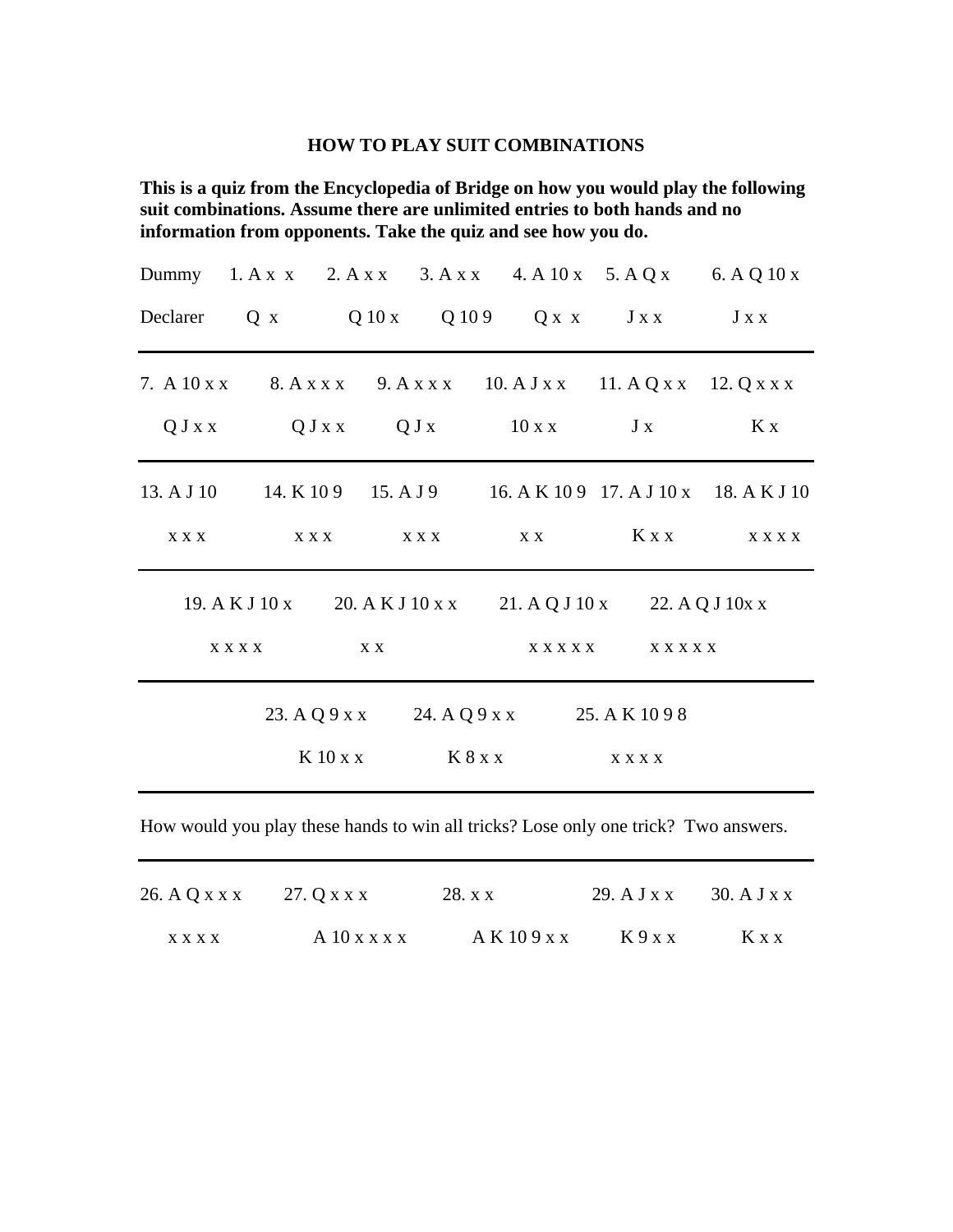# HOW TO PLAY SUIT COMBINATIONS

**This is a quiz from the Encyclopedia of Bridge on how you would play the following suit combinations. Assume there are unlimited entries to both hands and no information from opponents. Take the quiz and see how you do.**

| | 1. | 2. | 3. | 4. | 5. | 6. |
|---|---|---|---|---|---|---|
| Dummy | A x x | A x x | A x x | A 10 x | A Q x | A Q 10 x |
| Declarer | Q x | Q 10 x | Q 10 9 | Q x x | J x x | J x x |

---

| 7. | 8. | 9. | 10. | 11. | 12. |
|---|---|---|---|---|---|
| A 10 x x | A x x x | A x x x | A J x x | A Q x x | Q x x x |
| Q J x x | Q J x x | Q J x | 10 x x | J x | K x |

---

| 13. | 14. | 15. | 16. | 17. | 18. |
|---|---|---|---|---|---|
| A J 10 | K 10 9 | A J 9 | A K 10 9 | A J 10 x | A K J 10 |
| x x x | x x x | x x x | x x | K x x | x x x x |

---

| 19. | 20. | 21. | 22. |
|---|---|---|---|
| A K J 10 x | A K J 10 x x | A Q J 10 x | A Q J 10x x |
| x x x x | x x | x x x x x | x x x x x |

---

| 23. | 24. | 25. |
|---|---|---|
| A Q 9 x x | A Q 9 x x | A K 10 9 8 |
| K 10 x x | K 8 x x | x x x x |

---

How would you play these hands to win all tricks? Lose only one trick? Two answers.

---

| 26. | 27. | 28. | 29. | 30. |
|---|---|---|---|---|
| A Q x x x | Q x x x | x x | A J x x | A J x x |
| x x x x | A 10 x x x x | A K 10 9 x x | K 9 x x | K x x |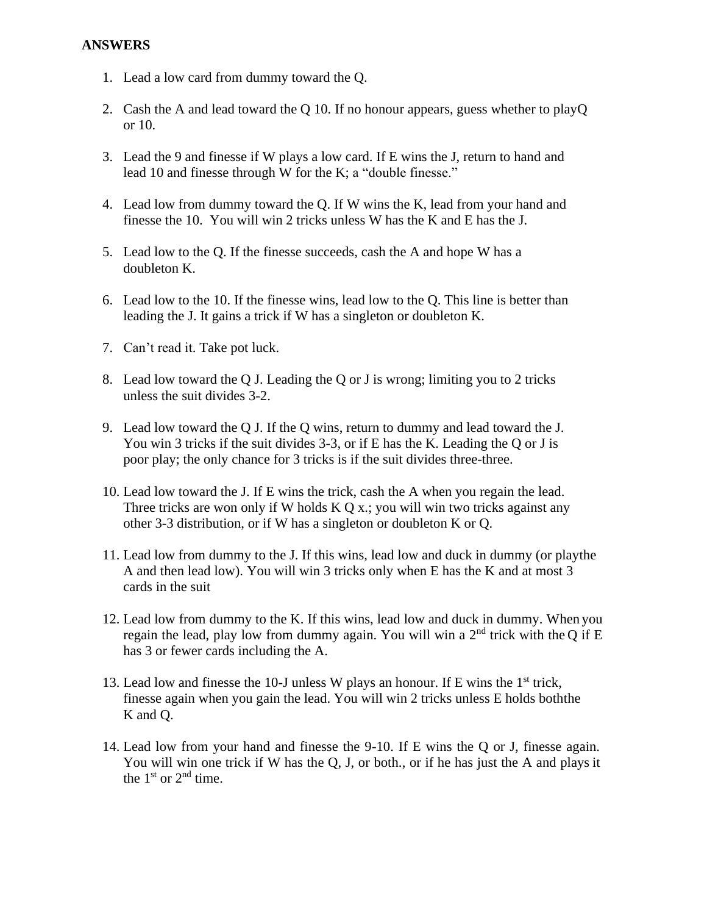**ANSWERS**

1. Lead a low card from dummy toward the Q.

2. Cash the A and lead toward the Q 10. If no honour appears, guess whether to playQ or 10.

3. Lead the 9 and finesse if W plays a low card. If E wins the J, return to hand and lead 10 and finesse through W for the K; a "double finesse."

4. Lead low from dummy toward the Q. If W wins the K, lead from your hand and finesse the 10. You will win 2 tricks unless W has the K and E has the J.

5. Lead low to the Q. If the finesse succeeds, cash the A and hope W has a doubleton K.

6. Lead low to the 10. If the finesse wins, lead low to the Q. This line is better than leading the J. It gains a trick if W has a singleton or doubleton K.

7. Can't read it. Take pot luck.

8. Lead low toward the Q J. Leading the Q or J is wrong; limiting you to 2 tricks unless the suit divides 3-2.

9. Lead low toward the Q J. If the Q wins, return to dummy and lead toward the J. You win 3 tricks if the suit divides 3-3, or if E has the K. Leading the Q or J is poor play; the only chance for 3 tricks is if the suit divides three-three.

10. Lead low toward the J. If E wins the trick, cash the A when you regain the lead. Three tricks are won only if W holds K Q x.; you will win two tricks against any other 3-3 distribution, or if W has a singleton or doubleton K or Q.

11. Lead low from dummy to the J. If this wins, lead low and duck in dummy (or playthe A and then lead low). You will win 3 tricks only when E has the K and at most 3 cards in the suit

12. Lead low from dummy to the K. If this wins, lead low and duck in dummy. When you regain the lead, play low from dummy again. You will win a 2nd trick with the Q if E has 3 or fewer cards including the A.

13. Lead low and finesse the 10-J unless W plays an honour. If E wins the 1st trick, finesse again when you gain the lead. You will win 2 tricks unless E holds boththe K and Q.

14. Lead low from your hand and finesse the 9-10. If E wins the Q or J, finesse again. You will win one trick if W has the Q, J, or both., or if he has just the A and plays it the 1st or 2nd time.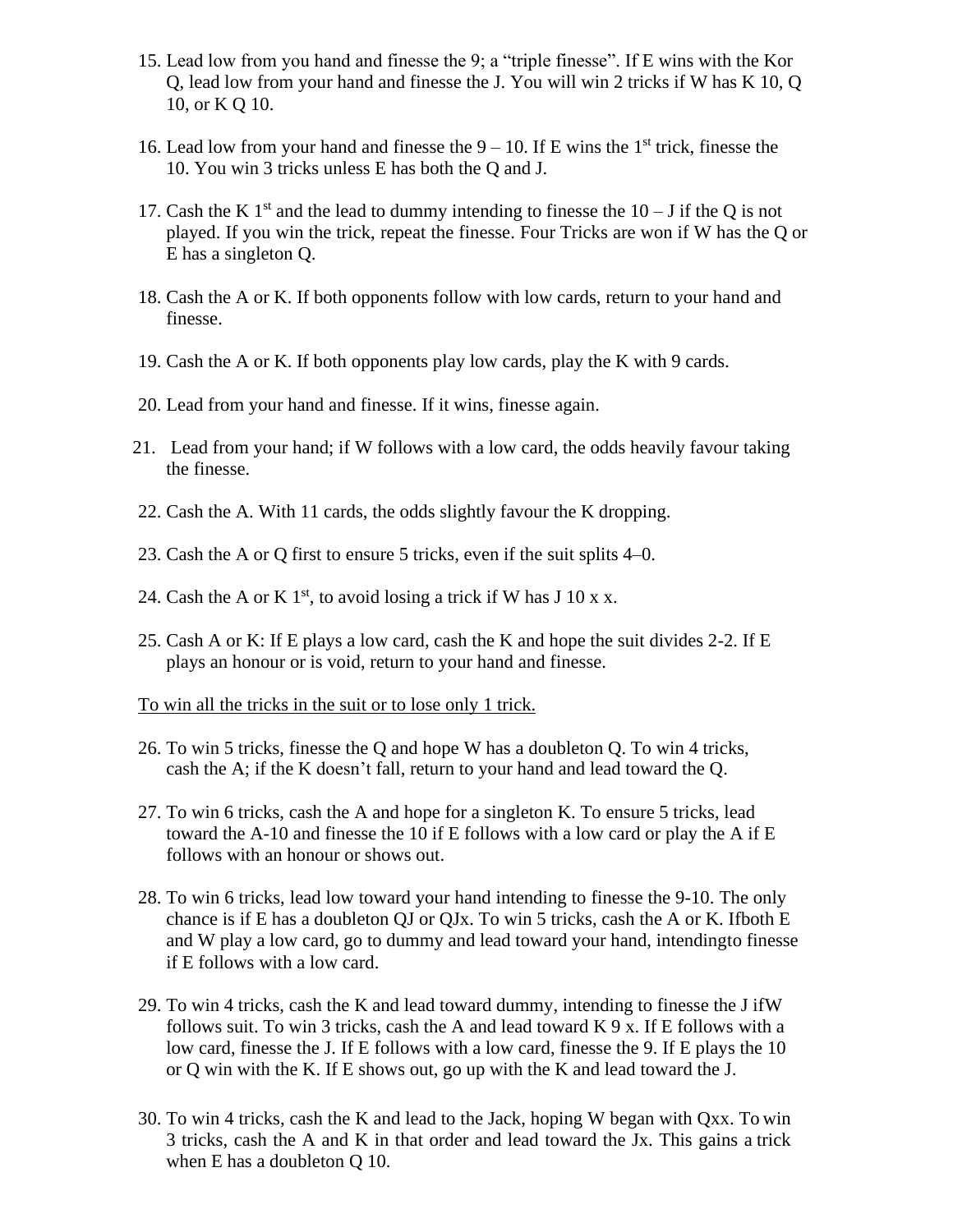15. Lead low from you hand and finesse the 9; a "triple finesse". If E wins with the Kor Q, lead low from your hand and finesse the J. You will win 2 tricks if W has K 10, Q 10, or K Q 10.

16. Lead low from your hand and finesse the 9 – 10. If E wins the 1st trick, finesse the 10. You win 3 tricks unless E has both the Q and J.

17. Cash the K 1st and the lead to dummy intending to finesse the 10 – J if the Q is not played. If you win the trick, repeat the finesse. Four Tricks are won if W has the Q or E has a singleton Q.

18. Cash the A or K. If both opponents follow with low cards, return to your hand and finesse.

19. Cash the A or K. If both opponents play low cards, play the K with 9 cards.

20. Lead from your hand and finesse. If it wins, finesse again.

21. Lead from your hand; if W follows with a low card, the odds heavily favour taking the finesse.

22. Cash the A. With 11 cards, the odds slightly favour the K dropping.

23. Cash the A or Q first to ensure 5 tricks, even if the suit splits 4–0.

24. Cash the A or K 1st, to avoid losing a trick if W has J 10 x x.

25. Cash A or K: If E plays a low card, cash the K and hope the suit divides 2-2. If E plays an honour or is void, return to your hand and finesse.

<u>To win all the tricks in the suit or to lose only 1 trick.</u>

26. To win 5 tricks, finesse the Q and hope W has a doubleton Q. To win 4 tricks, cash the A; if the K doesn't fall, return to your hand and lead toward the Q.

27. To win 6 tricks, cash the A and hope for a singleton K. To ensure 5 tricks, lead toward the A-10 and finesse the 10 if E follows with a low card or play the A if E follows with an honour or shows out.

28. To win 6 tricks, lead low toward your hand intending to finesse the 9-10. The only chance is if E has a doubleton QJ or QJx. To win 5 tricks, cash the A or K. Ifboth E and W play a low card, go to dummy and lead toward your hand, intendingto finesse if E follows with a low card.

29. To win 4 tricks, cash the K and lead toward dummy, intending to finesse the J ifW follows suit. To win 3 tricks, cash the A and lead toward K 9 x. If E follows with a low card, finesse the J. If E follows with a low card, finesse the 9. If E plays the 10 or Q win with the K. If E shows out, go up with the K and lead toward the J.

30. To win 4 tricks, cash the K and lead to the Jack, hoping W began with Qxx. To win 3 tricks, cash the A and K in that order and lead toward the Jx. This gains a trick when E has a doubleton Q 10.